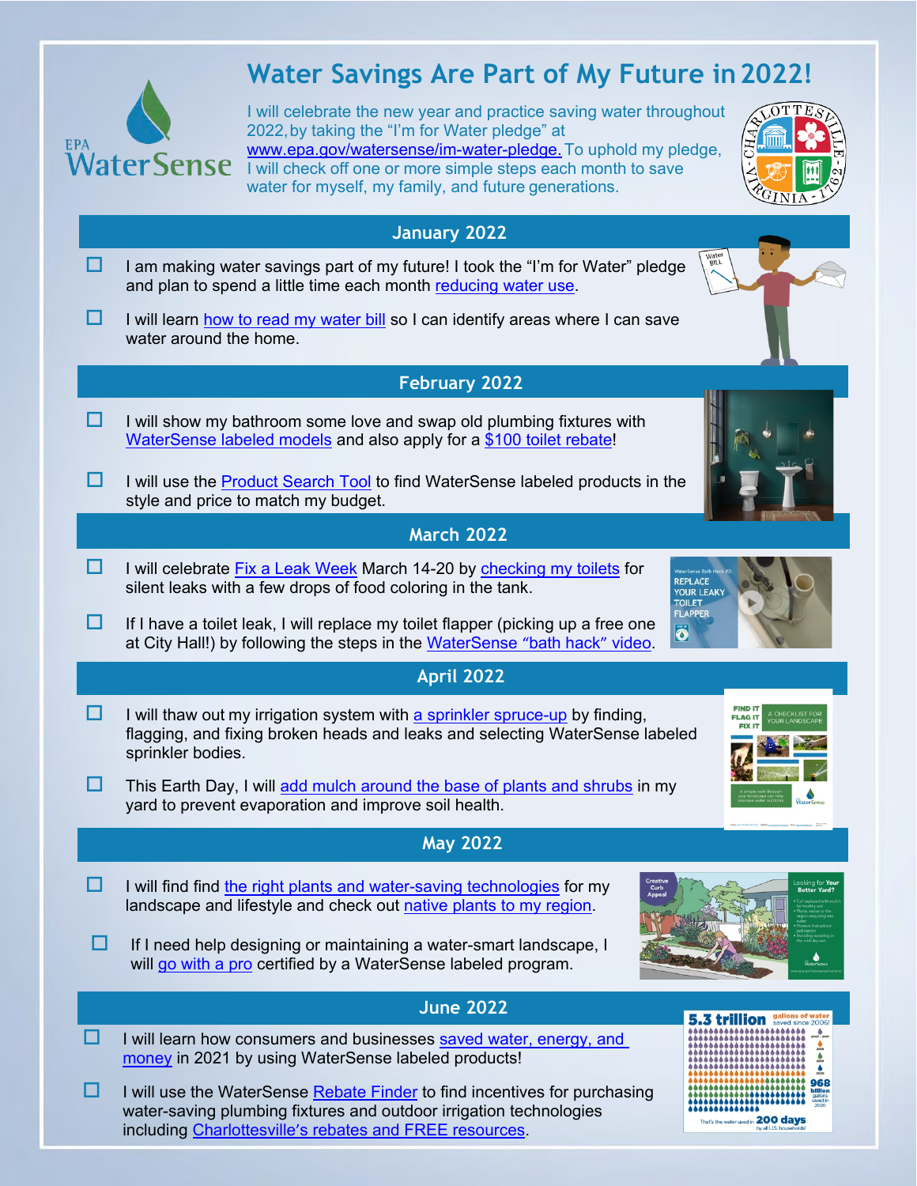# Water Savings Are Part of My Future in 2022!

EPA WaterSense

I will celebrate the new year and practice saving water throughout 2022, by taking the "I'm for Water pledge" at www.epa.gov/watersense/im-water-pledge. To uphold my pledge, I will check off one or more simple steps each month to save water for myself, my family, and future generations.

## January 2022

- ☐ I am making water savings part of my future! I took the "I'm for Water" pledge and plan to spend a little time each month reducing water use.
- ☐ I will learn how to read my water bill so I can identify areas where I can save water around the home.

## February 2022

- ☐ I will show my bathroom some love and swap old plumbing fixtures with WaterSense labeled models and also apply for a $100 toilet rebate!
- ☐ I will use the Product Search Tool to find WaterSense labeled products in the style and price to match my budget.

## March 2022

- ☐ I will celebrate Fix a Leak Week March 14-20 by checking my toilets for silent leaks with a few drops of food coloring in the tank.
- ☐ If I have a toilet leak, I will replace my toilet flapper (picking up a free one at City Hall!) by following the steps in the WaterSense "bath hack" video.

## April 2022

- ☐ I will thaw out my irrigation system with a sprinkler spruce-up by finding, flagging, and fixing broken heads and leaks and selecting WaterSense labeled sprinkler bodies.
- ☐ This Earth Day, I will add mulch around the base of plants and shrubs in my yard to prevent evaporation and improve soil health.

## May 2022

- ☐ I will find find the right plants and water-saving technologies for my landscape and lifestyle and check out native plants to my region.
- ☐ If I need help designing or maintaining a water-smart landscape, I will go with a pro certified by a WaterSense labeled program.

## June 2022

- ☐ I will learn how consumers and businesses saved water, energy, and money in 2021 by using WaterSense labeled products!
- ☐ I will use the WaterSense Rebate Finder to find incentives for purchasing water-saving plumbing fixtures and outdoor irrigation technologies including Charlottesville's rebates and FREE resources.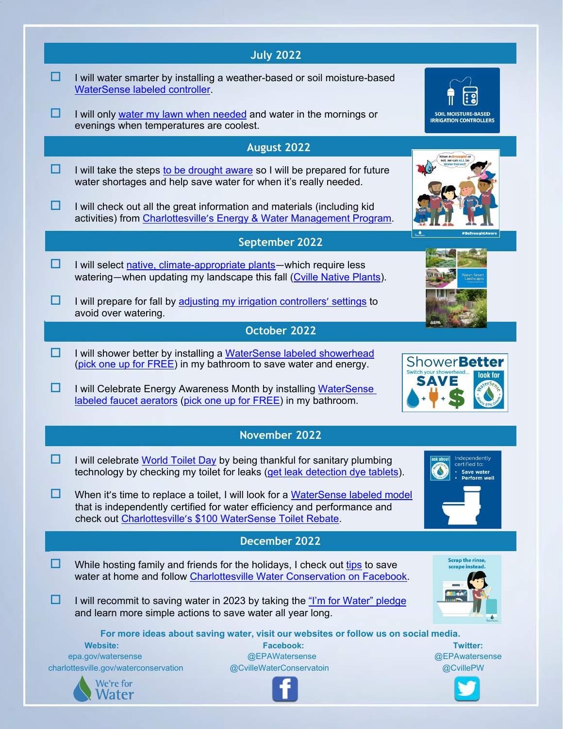## July 2022

- ☐ I will water smarter by installing a weather-based or soil moisture-based WaterSense labeled controller.
- ☐ I will only water my lawn when needed and water in the mornings or evenings when temperatures are coolest.

## August 2022

- ☐ I will take the steps to be drought aware so I will be prepared for future water shortages and help save water for when it's really needed.
- ☐ I will check out all the great information and materials (including kid activities) from Charlottesville's Energy & Water Management Program.

## September 2022

- ☐ I will select native, climate-appropriate plants—which require less watering—when updating my landscape this fall (Cville Native Plants).
- ☐ I will prepare for fall by adjusting my irrigation controllers' settings to avoid over watering.

## October 2022

- ☐ I will shower better by installing a WaterSense labeled showerhead (pick one up for FREE) in my bathroom to save water and energy.
- ☐ I will Celebrate Energy Awareness Month by installing WaterSense labeled faucet aerators (pick one up for FREE) in my bathroom.

## November 2022

- ☐ I will celebrate World Toilet Day by being thankful for sanitary plumbing technology by checking my toilet for leaks (get leak detection dye tablets).
- ☐ When it's time to replace a toilet, I will look for a WaterSense labeled model that is independently certified for water efficiency and performance and check out Charlottesville's $100 WaterSense Toilet Rebate.

## December 2022

- ☐ While hosting family and friends for the holidays, I check out tips to save water at home and follow Charlottesville Water Conservation on Facebook.
- ☐ I will recommit to saving water in 2023 by taking the "I'm for Water" pledge and learn more simple actions to save water all year long.

**For more ideas about saving water, visit our websites or follow us on social media.**

**Website:**
epa.gov/watersense
charlottesville.gov/waterconservation

**Facebook:**
@EPAWatersense
@CvilleWaterConservatoin

**Twitter:**
@EPAwatersense
@CvillePW